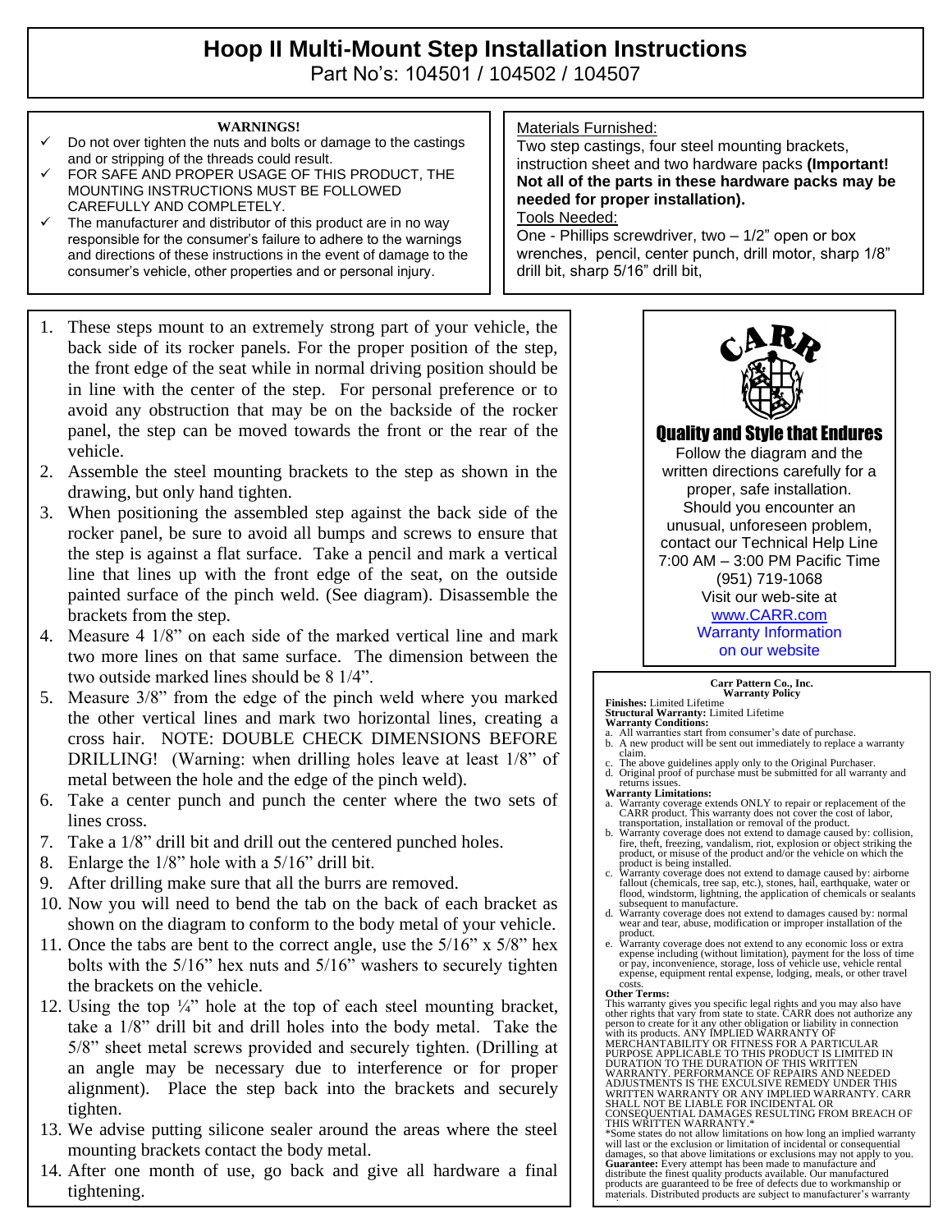# Hoop II Multi-Mount Step Installation Instructions

Part No's: 104501 / 104502 / 104507

**WARNINGS!**

- ✓ Do not over tighten the nuts and bolts or damage to the castings and or stripping of the threads could result.
- ✓ FOR SAFE AND PROPER USAGE OF THIS PRODUCT, THE MOUNTING INSTRUCTIONS MUST BE FOLLOWED CAREFULLY AND COMPLETELY.
- ✓ The manufacturer and distributor of this product are in no way responsible for the consumer's failure to adhere to the warnings and directions of these instructions in the event of damage to the consumer's vehicle, other properties and or personal injury.

Materials Furnished:

Two step castings, four steel mounting brackets, instruction sheet and two hardware packs **(Important! Not all of the parts in these hardware packs may be needed for proper installation).**

Tools Needed:

One - Phillips screwdriver, two – 1/2" open or box wrenches, pencil, center punch, drill motor, sharp 1/8" drill bit, sharp 5/16" drill bit,

1. These steps mount to an extremely strong part of your vehicle, the back side of its rocker panels. For the proper position of the step, the front edge of the seat while in normal driving position should be in line with the center of the step. For personal preference or to avoid any obstruction that may be on the backside of the rocker panel, the step can be moved towards the front or the rear of the vehicle.
2. Assemble the steel mounting brackets to the step as shown in the drawing, but only hand tighten.
3. When positioning the assembled step against the back side of the rocker panel, be sure to avoid all bumps and screws to ensure that the step is against a flat surface. Take a pencil and mark a vertical line that lines up with the front edge of the seat, on the outside painted surface of the pinch weld. (See diagram). Disassemble the brackets from the step.
4. Measure 4 1/8" on each side of the marked vertical line and mark two more lines on that same surface. The dimension between the two outside marked lines should be 8 1/4".
5. Measure 3/8" from the edge of the pinch weld where you marked the other vertical lines and mark two horizontal lines, creating a cross hair. NOTE: DOUBLE CHECK DIMENSIONS BEFORE DRILLING! (Warning: when drilling holes leave at least 1/8" of metal between the hole and the edge of the pinch weld).
6. Take a center punch and punch the center where the two sets of lines cross.
7. Take a 1/8" drill bit and drill out the centered punched holes.
8. Enlarge the 1/8" hole with a 5/16" drill bit.
9. After drilling make sure that all the burrs are removed.
10. Now you will need to bend the tab on the back of each bracket as shown on the diagram to conform to the body metal of your vehicle.
11. Once the tabs are bent to the correct angle, use the 5/16" x 5/8" hex bolts with the 5/16" hex nuts and 5/16" washers to securely tighten the brackets on the vehicle.
12. Using the top ¼" hole at the top of each steel mounting bracket, take a 1/8" drill bit and drill holes into the body metal. Take the 5/8" sheet metal screws provided and securely tighten. (Drilling at an angle may be necessary due to interference or for proper alignment). Place the step back into the brackets and securely tighten.
13. We advise putting silicone sealer around the areas where the steel mounting brackets contact the body metal.
14. After one month of use, go back and give all hardware a final tightening.

CARR

**Quality and Style that Endures**

Follow the diagram and the written directions carefully for a proper, safe installation. Should you encounter an unusual, unforeseen problem, contact our Technical Help Line 7:00 AM – 3:00 PM Pacific Time (951) 719-1068
Visit our web-site at www.CARR.com
Warranty Information on our website

**Carr Pattern Co., Inc.**
**Warranty Policy**

**Finishes:** Limited Lifetime
**Structural Warranty:** Limited Lifetime
**Warranty Conditions:**

a. All warranties start from consumer's date of purchase.
b. A new product will be sent out immediately to replace a warranty claim.
c. The above guidelines apply only to the Original Purchaser.
d. Original proof of purchase must be submitted for all warranty and returns issues.

**Warranty Limitations:**

a. Warranty coverage extends ONLY to repair or replacement of the CARR product. This warranty does not cover the cost of labor, transportation, installation or removal of the product.
b. Warranty coverage does not extend to damage caused by: collision, fire, theft, freezing, vandalism, riot, explosion or object striking the product, or misuse of the product and/or the vehicle on which the product is being installed.
c. Warranty coverage does not extend to damage caused by: airborne fallout (chemicals, tree sap, etc.), stones, hail, earthquake, water or flood, windstorm, lightning, the application of chemicals or sealants subsequent to manufacture.
d. Warranty coverage does not extend to damages caused by: normal wear and tear, abuse, modification or improper installation of the product.
e. Warranty coverage does not extend to any economic loss or extra expense including (without limitation), payment for the loss of time or pay, inconvenience, storage, loss of vehicle use, vehicle rental expense, equipment rental expense, lodging, meals, or other travel costs.

**Other Terms:**

This warranty gives you specific legal rights and you may also have other rights that vary from state to state. CARR does not authorize any person to create for it any other obligation or liability in connection with its products. ANY IMPLIED WARRANTY OF MERCHANTABILITY OR FITNESS FOR A PARTICULAR PURPOSE APPLICABLE TO THIS PRODUCT IS LIMITED IN DURATION TO THE DURATION OF THIS WRITTEN WARRANTY. PERFORMANCE OF REPAIRS AND NEEDED ADJUSTMENTS IS THE EXCULSIVE REMEDY UNDER THIS WRITTEN WARRANTY OR ANY IMPLIED WARRANTY. CARR SHALL NOT BE LIABLE FOR INCIDENTAL OR CONSEQUENTIAL DAMAGES RESULTING FROM BREACH OF THIS WRITTEN WARRANTY.*

*Some states do not allow limitations on how long an implied warranty will last or the exclusion or limitation of incidental or consequential damages, so that above limitations or exclusions may not apply to you.

**Guarantee:** Every attempt has been made to manufacture and distribute the finest quality products available. Our manufactured products are guaranteed to be free of defects due to workmanship or materials. Distributed products are subject to manufacturer's warranty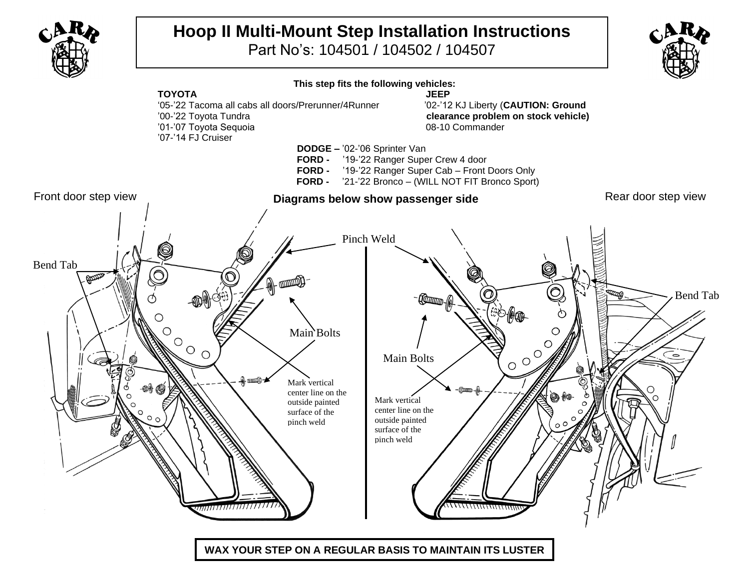# Hoop II Multi-Mount Step Installation Instructions

Part No's: 104501 / 104502 / 104507

**This step fits the following vehicles:**

**TOYOTA**

'05-'22 Tacoma all cabs all doors/Prerunner/4Runner
'00-'22 Toyota Tundra
'01-'07 Toyota Sequoia
'07-'14 FJ Cruiser

**JEEP**

'02-'12 KJ Liberty (**CAUTION: Ground clearance problem on stock vehicle)**
08-10 Commander

**DODGE –** '02-'06 Sprinter Van
**FORD -** '19-'22 Ranger Super Crew 4 door
**FORD -** '19-'22 Ranger Super Cab – Front Doors Only
**FORD -** '21-'22 Bronco – (WILL NOT FIT Bronco Sport)

Front door step view

**Diagrams below show passenger side**

Rear door step view

Pinch Weld

Bend Tab

Main Bolts

Mark vertical center line on the outside painted surface of the pinch weld

Main Bolts

Mark vertical center line on the outside painted surface of the pinch weld

Bend Tab

**WAX YOUR STEP ON A REGULAR BASIS TO MAINTAIN ITS LUSTER**